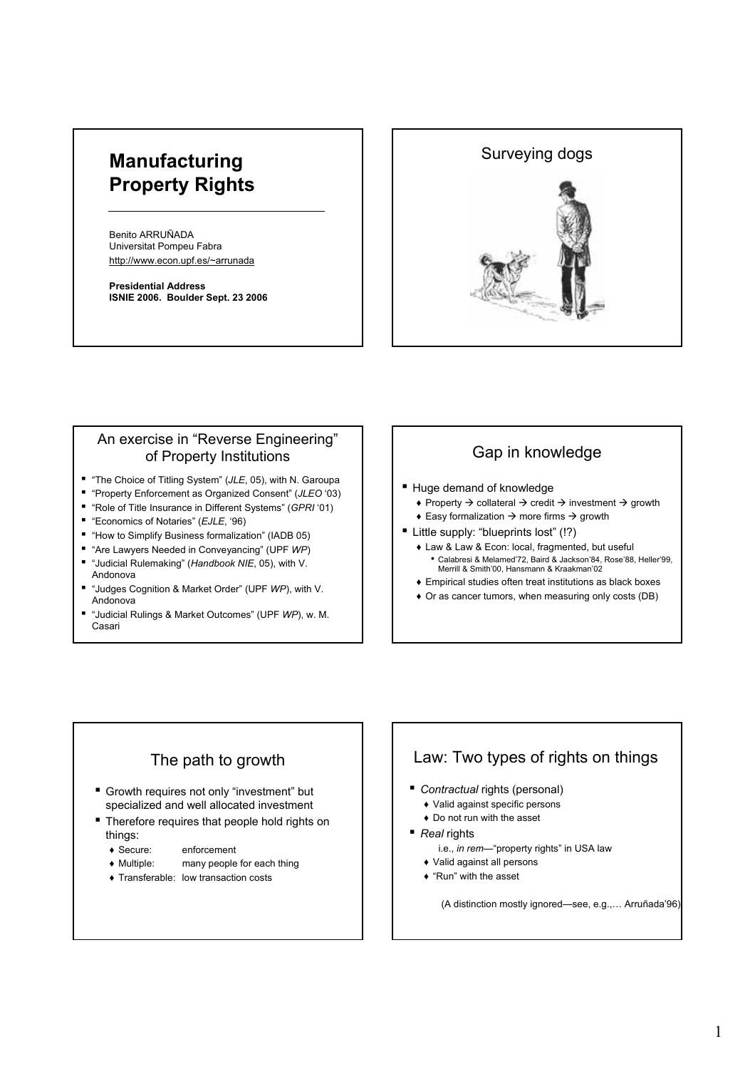# Manufacturing Property Rights

Benito ARRUÑADA
Universitat Pompeu Fabra
http://www.econ.upf.es/~arrunada

**Presidential Address**
**ISNIE 2006. Boulder Sept. 23 2006**

## Surveying dogs

## An exercise in "Reverse Engineering" of Property Institutions

- "The Choice of Titling System" (*JLE*, 05), with N. Garoupa
- "Property Enforcement as Organized Consent" (*JLEO* '03)
- "Role of Title Insurance in Different Systems" (*GPRI* '01)
- "Economics of Notaries" (*EJLE*, '96)
- "How to Simplify Business formalization" (IADB 05)
- "Are Lawyers Needed in Conveyancing" (UPF *WP*)
- "Judicial Rulemaking" (*Handbook NIE*, 05), with V. Andonova
- "Judges Cognition & Market Order" (UPF *WP*), with V. Andonova
- "Judicial Rulings & Market Outcomes" (UPF *WP*), w. M. Casari

## Gap in knowledge

- Huge demand of knowledge
  - Property → collateral → credit → investment → growth
  - Easy formalization → more firms → growth
- Little supply: "blueprints lost" (!?)
  - Law & Law & Econ: local, fragmented, but useful
    - Calabresi & Melamed'72, Baird & Jackson'84, Rose'88, Heller'99, Merrill & Smith'00, Hansmann & Kraakman'02
  - Empirical studies often treat institutions as black boxes
  - Or as cancer tumors, when measuring only costs (DB)

## The path to growth

- Growth requires not only "investment" but specialized and well allocated investment
- Therefore requires that people hold rights on things:
  - Secure: enforcement
  - Multiple: many people for each thing
  - Transferable: low transaction costs

## Law: Two types of rights on things

- *Contractual* rights (personal)
  - Valid against specific persons
  - Do not run with the asset
- *Real* rights
  - i.e., *in rem*—"property rights" in USA law
  - Valid against all persons
  - "Run" with the asset

(A distinction mostly ignored—see, e.g.,… Arruñada'96)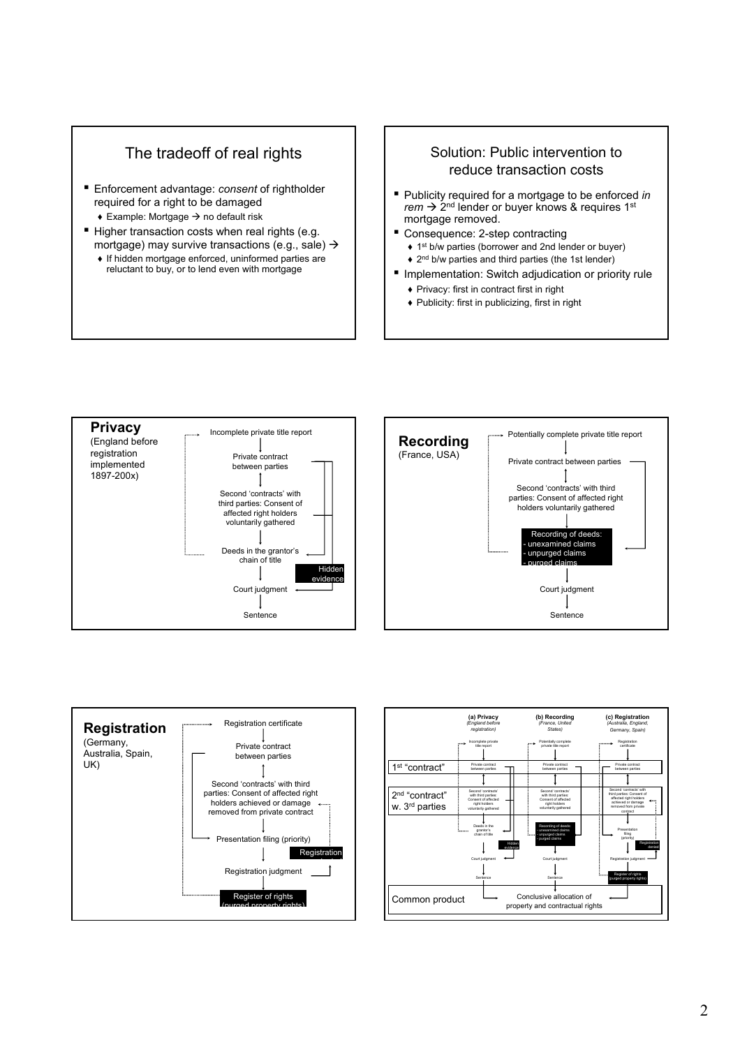## The tradeoff of real rights

- Enforcement advantage: *consent* of rightholder required for a right to be damaged
  - Example: Mortgage → no default risk
- Higher transaction costs when real rights (e.g. mortgage) may survive transactions (e.g., sale) →
  - If hidden mortgage enforced, uninformed parties are reluctant to buy, or to lend even with mortgage

## Solution: Public intervention to reduce transaction costs

- Publicity required for a mortgage to be enforced *in rem* → 2nd lender or buyer knows & requires 1st mortgage removed.
- Consequence: 2-step contracting
  - 1st b/w parties (borrower and 2nd lender or buyer)
  - 2nd b/w parties and third parties (the 1st lender)
- Implementation: Switch adjudication or priority rule
  - Privacy: first in contract first in right
  - Publicity: first in publicizing, first in right

## Privacy

(England before registration implemented 1897-200x)

Incomplete private title report → Private contract between parties ↕ Second 'contracts' with third parties: Consent of affected right holders voluntarily gathered → Deeds in the grantor's chain of title → Court judgment → Sentence

Hidden evidence

## Recording

(France, USA)

Potentially complete private title report → Private contract between parties ↕ Second 'contracts' with third parties: Consent of affected right holders voluntarily gathered → Recording of deeds:
- unexamined claims
- unpurged claims
- purged claims

→ Court judgment → Sentence

## Registration

(Germany, Australia, Spain, UK)

Registration certificate → Private contract between parties ↕ Second 'contracts' with third parties: Consent of affected right holders achieved or damage removed from private contract → Presentation filing (priority) → Registration → Registration judgment → Register of rights (purged property rights)

| | (a) Privacy *(England before registration)* | (b) Recording *(France, United States)* | (c) Registration *(Australia, England, Germany, Spain)* |
|---|---|---|---|
| | Incomplete private title report | Potentially complete private title report | Registration certificate |
| 1st "contract" | Private contract between parties | Private contract between parties | Private contract between parties |
| 2nd "contract" w. 3rd parties | Second 'contracts' with third parties: Consent of affected right holders voluntarily gathered | Second 'contracts' with third parties: Consent of affected right holders voluntarily gathered | Second 'contracts' with third parties: Consent of affected right holders achieved or damage removed from private contract |
| | Deeds in the grantor's chain of title; Hidden evidence | Recording of deeds: - unexamined claims - unpurged claims - purged claims | Presentation filing (priority); Registration denied |
| | Court judgment | Court judgment | Registration judgment |
| | Sentence | Sentence | Register of rights (purged property rights) |
| Common product | Conclusive allocation of property and contractual rights | | |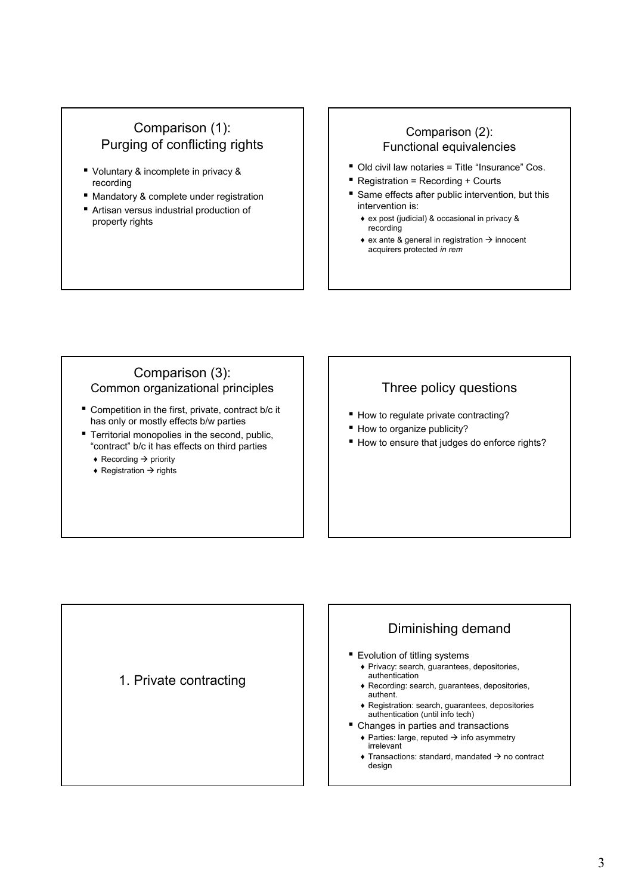## Comparison (1): Purging of conflicting rights

- Voluntary & incomplete in privacy & recording
- Mandatory & complete under registration
- Artisan versus industrial production of property rights

## Comparison (2): Functional equivalencies

- Old civil law notaries = Title "Insurance" Cos.
- Registration = Recording + Courts
- Same effects after public intervention, but this intervention is:
  - ex post (judicial) & occasional in privacy & recording
  - ex ante & general in registration → innocent acquirers protected *in rem*

## Comparison (3): Common organizational principles

- Competition in the first, private, contract b/c it has only or mostly effects b/w parties
- Territorial monopolies in the second, public, "contract" b/c it has effects on third parties
  - Recording → priority
  - Registration → rights

## Three policy questions

- How to regulate private contracting?
- How to organize publicity?
- How to ensure that judges do enforce rights?

## 1. Private contracting

## Diminishing demand

- Evolution of titling systems
  - Privacy: search, guarantees, depositories, authentication
  - Recording: search, guarantees, depositories, authent.
  - Registration: search, guarantees, depositories authentication (until info tech)
- Changes in parties and transactions
  - Parties: large, reputed → info asymmetry irrelevant
  - Transactions: standard, mandated → no contract design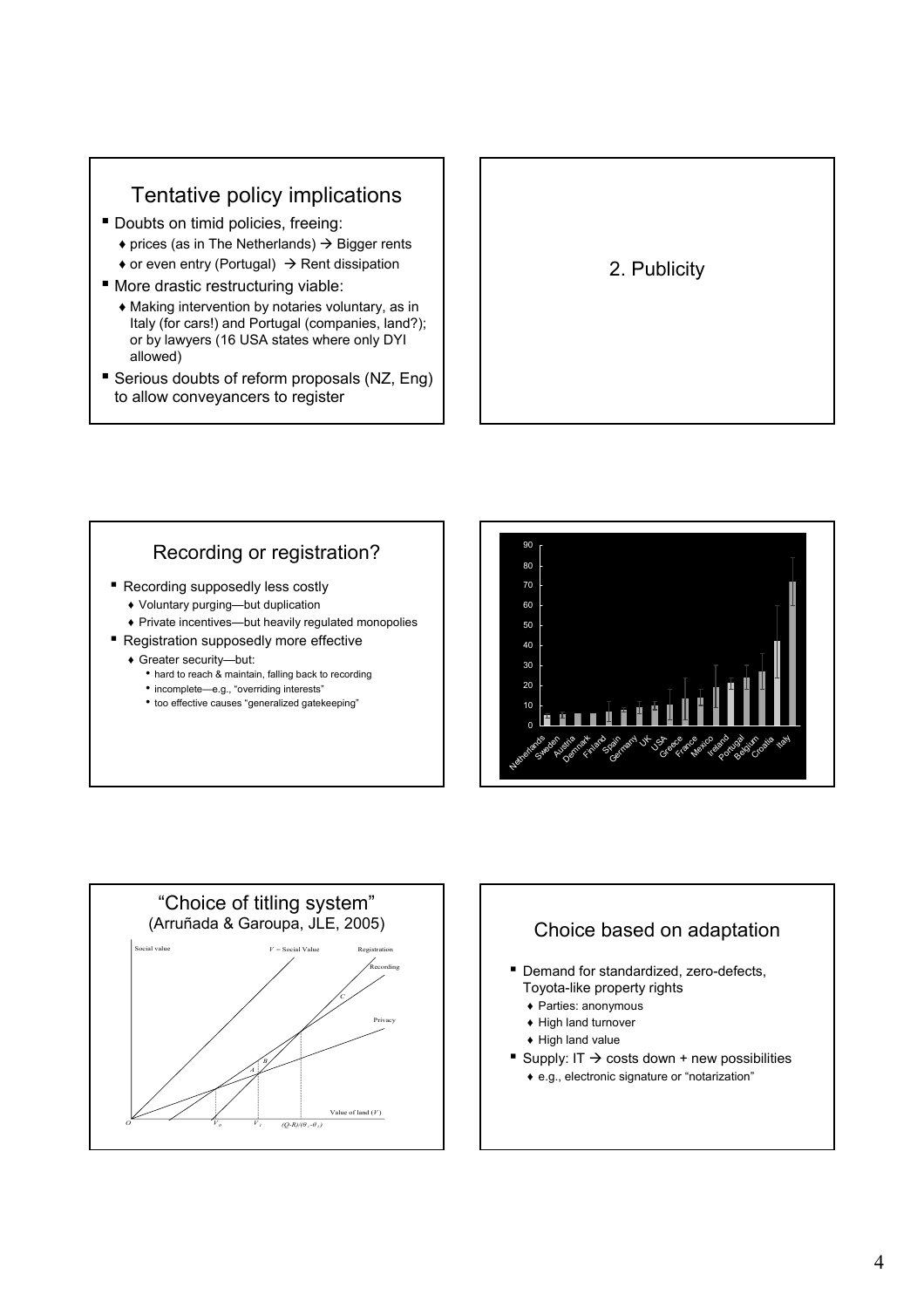## Tentative policy implications

- Doubts on timid policies, freeing:
  - ♦ prices (as in The Netherlands) → Bigger rents
  - ♦ or even entry (Portugal) → Rent dissipation
- More drastic restructuring viable:
  - ♦ Making intervention by notaries voluntary, as in Italy (for cars!) and Portugal (companies, land?); or by lawyers (16 USA states where only DYI allowed)
- Serious doubts of reform proposals (NZ, Eng) to allow conveyancers to register

## 2. Publicity

## Recording or registration?

- Recording supposedly less costly
  - ♦ Voluntary purging—but duplication
  - ♦ Private incentives—but heavily regulated monopolies
- Registration supposedly more effective
  - ♦ Greater security—but:
    - hard to reach & maintain, falling back to recording
    - incomplete—e.g., "overriding interests"
    - too effective causes "generalized gatekeeping"

Netherlands, Sweden, Austria, Denmark, Finland, Spain, Germany, UK, USA, Greece, France, Mexico, Ireland, Portugal, Belgium, Croatia, Italy

## "Choice of titling system" (Arruñada & Garoupa, JLE, 2005)

Social value; $V$ = Social Value; Registration; Recording; Privacy; Value of land ($V$); $O$; $V_0$; $V_1$; $(Q-R)/(\theta_r - \theta_i)$; A; B; C

## Choice based on adaptation

- Demand for standardized, zero-defects, Toyota-like property rights
  - ♦ Parties: anonymous
  - ♦ High land turnover
  - ♦ High land value
- Supply: IT → costs down + new possibilities
  - ♦ e.g., electronic signature or "notarization"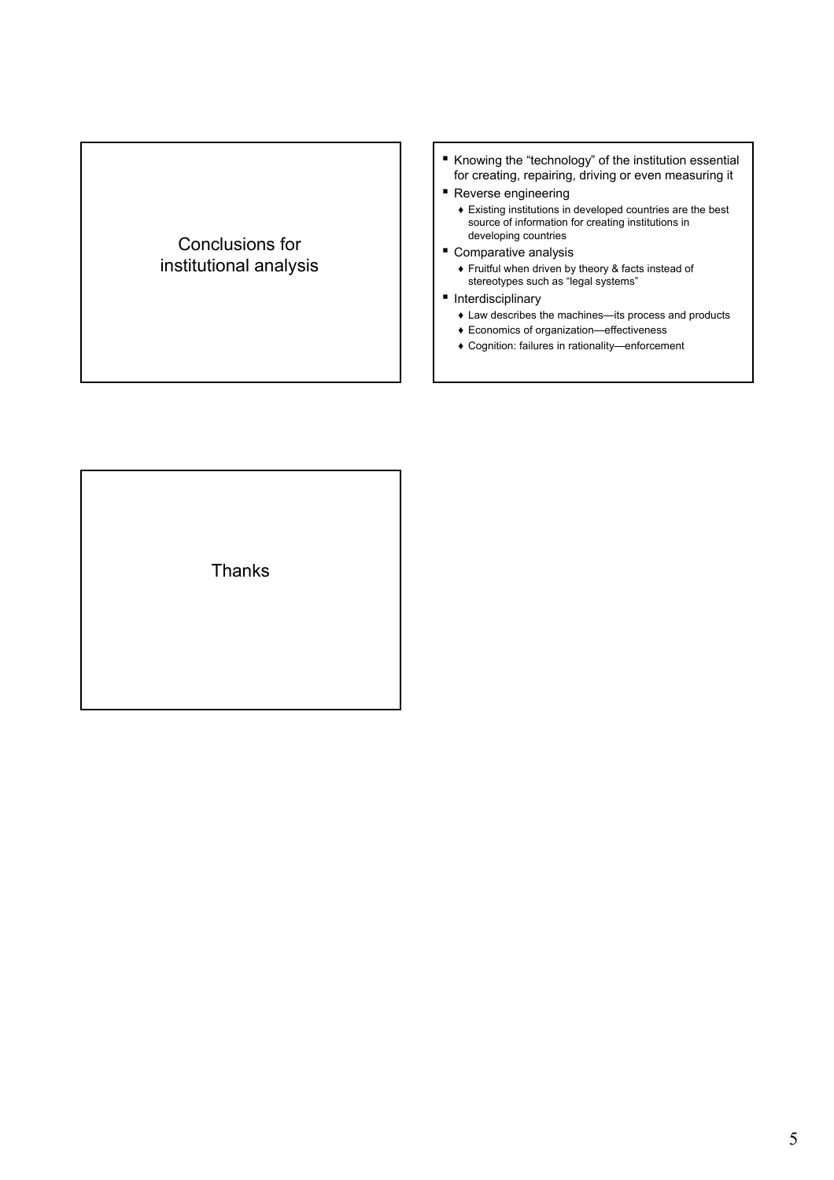## Conclusions for institutional analysis

- Knowing the “technology” of the institution essential for creating, repairing, driving or even measuring it
- Reverse engineering
  - Existing institutions in developed countries are the best source of information for creating institutions in developing countries
- Comparative analysis
  - Fruitful when driven by theory & facts instead of stereotypes such as “legal systems”
- Interdisciplinary
  - Law describes the machines—its process and products
  - Economics of organization—effectiveness
  - Cognition: failures in rationality—enforcement

## Thanks